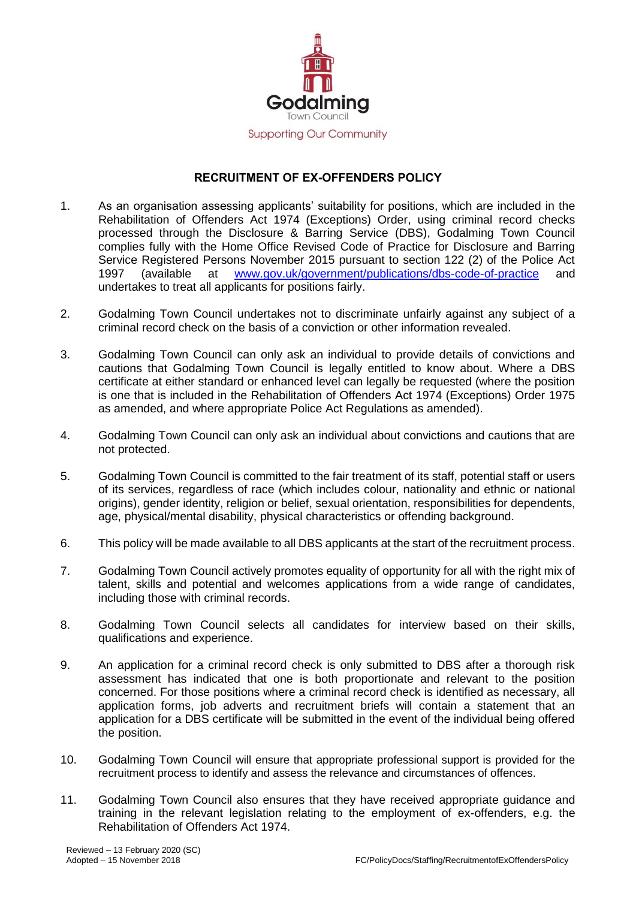Godalming
Town Council
Supporting Our Community

## RECRUITMENT OF EX-OFFENDERS POLICY

1. As an organisation assessing applicants' suitability for positions, which are included in the Rehabilitation of Offenders Act 1974 (Exceptions) Order, using criminal record checks processed through the Disclosure & Barring Service (DBS), Godalming Town Council complies fully with the Home Office Revised Code of Practice for Disclosure and Barring Service Registered Persons November 2015 pursuant to section 122 (2) of the Police Act 1997 (available at www.gov.uk/government/publications/dbs-code-of-practice and undertakes to treat all applicants for positions fairly.

2. Godalming Town Council undertakes not to discriminate unfairly against any subject of a criminal record check on the basis of a conviction or other information revealed.

3. Godalming Town Council can only ask an individual to provide details of convictions and cautions that Godalming Town Council is legally entitled to know about. Where a DBS certificate at either standard or enhanced level can legally be requested (where the position is one that is included in the Rehabilitation of Offenders Act 1974 (Exceptions) Order 1975 as amended, and where appropriate Police Act Regulations as amended).

4. Godalming Town Council can only ask an individual about convictions and cautions that are not protected.

5. Godalming Town Council is committed to the fair treatment of its staff, potential staff or users of its services, regardless of race (which includes colour, nationality and ethnic or national origins), gender identity, religion or belief, sexual orientation, responsibilities for dependents, age, physical/mental disability, physical characteristics or offending background.

6. This policy will be made available to all DBS applicants at the start of the recruitment process.

7. Godalming Town Council actively promotes equality of opportunity for all with the right mix of talent, skills and potential and welcomes applications from a wide range of candidates, including those with criminal records.

8. Godalming Town Council selects all candidates for interview based on their skills, qualifications and experience.

9. An application for a criminal record check is only submitted to DBS after a thorough risk assessment has indicated that one is both proportionate and relevant to the position concerned. For those positions where a criminal record check is identified as necessary, all application forms, job adverts and recruitment briefs will contain a statement that an application for a DBS certificate will be submitted in the event of the individual being offered the position.

10. Godalming Town Council will ensure that appropriate professional support is provided for the recruitment process to identify and assess the relevance and circumstances of offences.

11. Godalming Town Council also ensures that they have received appropriate guidance and training in the relevant legislation relating to the employment of ex-offenders, e.g. the Rehabilitation of Offenders Act 1974.

Reviewed – 13 February 2020 (SC)
Adopted – 15 November 2018

FC/PolicyDocs/Staffing/RecruitmentofExOffendersPolicy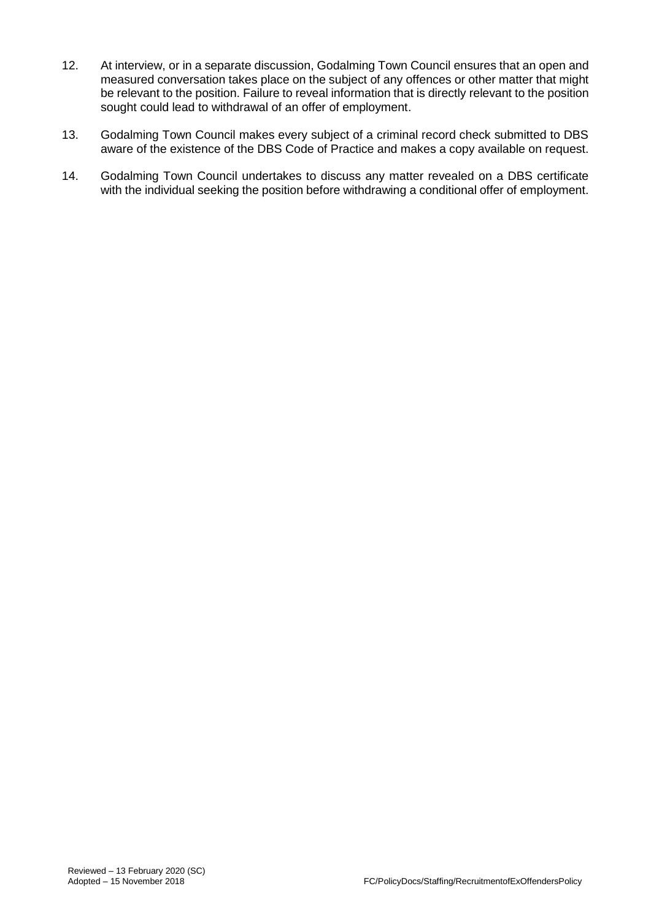12. At interview, or in a separate discussion, Godalming Town Council ensures that an open and measured conversation takes place on the subject of any offences or other matter that might be relevant to the position. Failure to reveal information that is directly relevant to the position sought could lead to withdrawal of an offer of employment.

13. Godalming Town Council makes every subject of a criminal record check submitted to DBS aware of the existence of the DBS Code of Practice and makes a copy available on request.

14. Godalming Town Council undertakes to discuss any matter revealed on a DBS certificate with the individual seeking the position before withdrawing a conditional offer of employment.

Reviewed – 13 February 2020 (SC)
Adopted – 15 November 2018

FC/PolicyDocs/Staffing/RecruitmentofExOffendersPolicy